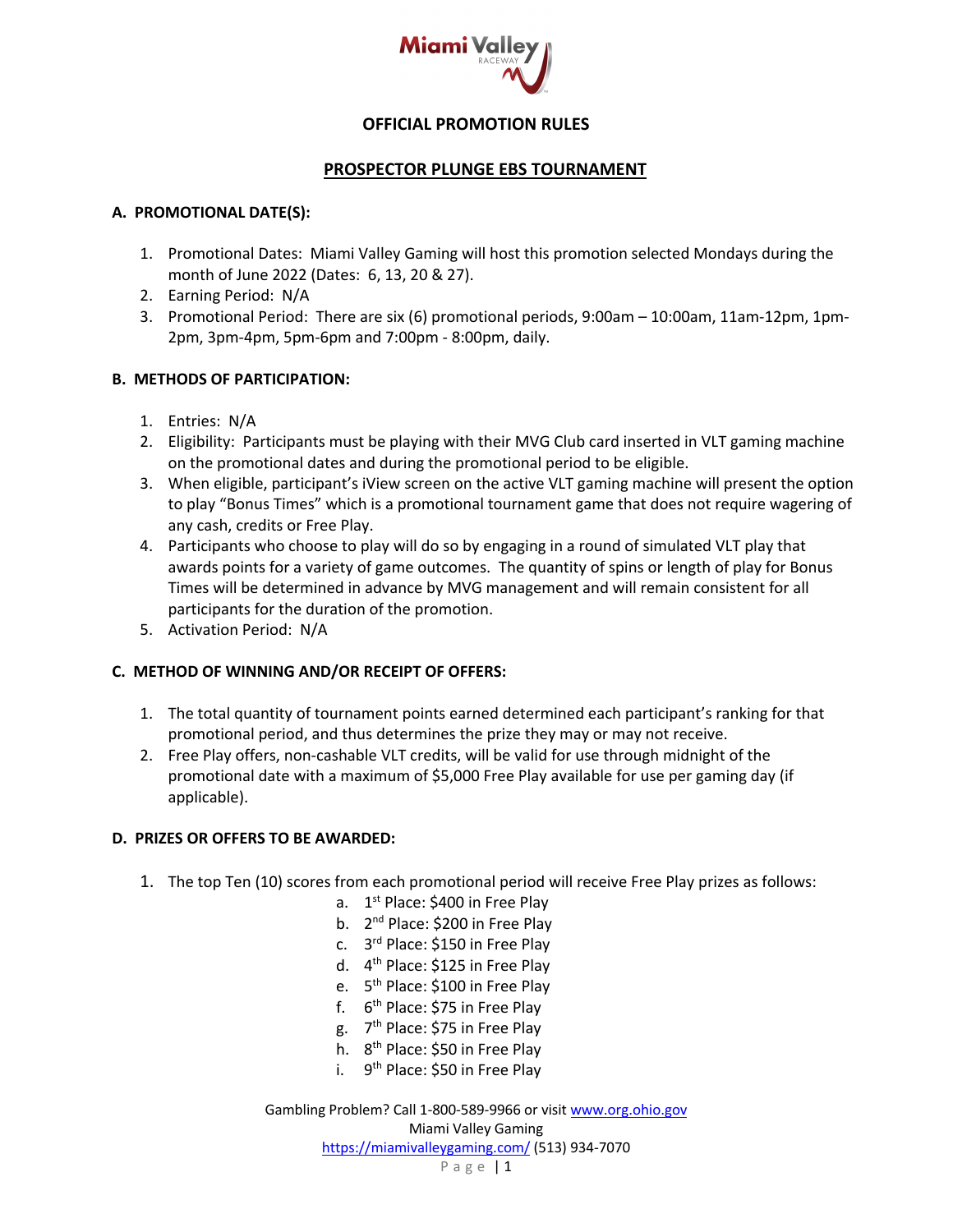# OFFICIAL PROMOTION RULES

## PROSPECTOR PLUNGE EBS TOURNAMENT

### A. PROMOTIONAL DATE(S):

1. Promotional Dates: Miami Valley Gaming will host this promotion selected Mondays during the month of June 2022 (Dates: 6, 13, 20 & 27).
2. Earning Period: N/A
3. Promotional Period: There are six (6) promotional periods, 9:00am – 10:00am, 11am-12pm, 1pm-2pm, 3pm-4pm, 5pm-6pm and 7:00pm - 8:00pm, daily.

### B. METHODS OF PARTICIPATION:

1. Entries: N/A
2. Eligibility: Participants must be playing with their MVG Club card inserted in VLT gaming machine on the promotional dates and during the promotional period to be eligible.
3. When eligible, participant's iView screen on the active VLT gaming machine will present the option to play "Bonus Times" which is a promotional tournament game that does not require wagering of any cash, credits or Free Play.
4. Participants who choose to play will do so by engaging in a round of simulated VLT play that awards points for a variety of game outcomes. The quantity of spins or length of play for Bonus Times will be determined in advance by MVG management and will remain consistent for all participants for the duration of the promotion.
5. Activation Period: N/A

### C. METHOD OF WINNING AND/OR RECEIPT OF OFFERS:

1. The total quantity of tournament points earned determined each participant's ranking for that promotional period, and thus determines the prize they may or may not receive.
2. Free Play offers, non-cashable VLT credits, will be valid for use through midnight of the promotional date with a maximum of $5,000 Free Play available for use per gaming day (if applicable).

### D. PRIZES OR OFFERS TO BE AWARDED:

1. The top Ten (10) scores from each promotional period will receive Free Play prizes as follows:
   a. 1st Place: $400 in Free Play
   b. 2nd Place: $200 in Free Play
   c. 3rd Place: $150 in Free Play
   d. 4th Place: $125 in Free Play
   e. 5th Place: $100 in Free Play
   f. 6th Place: $75 in Free Play
   g. 7th Place: $75 in Free Play
   h. 8th Place: $50 in Free Play
   i. 9th Place: $50 in Free Play

Gambling Problem? Call 1-800-589-9966 or visit www.org.ohio.gov
Miami Valley Gaming
https://miamivalleygaming.com/ (513) 934-7070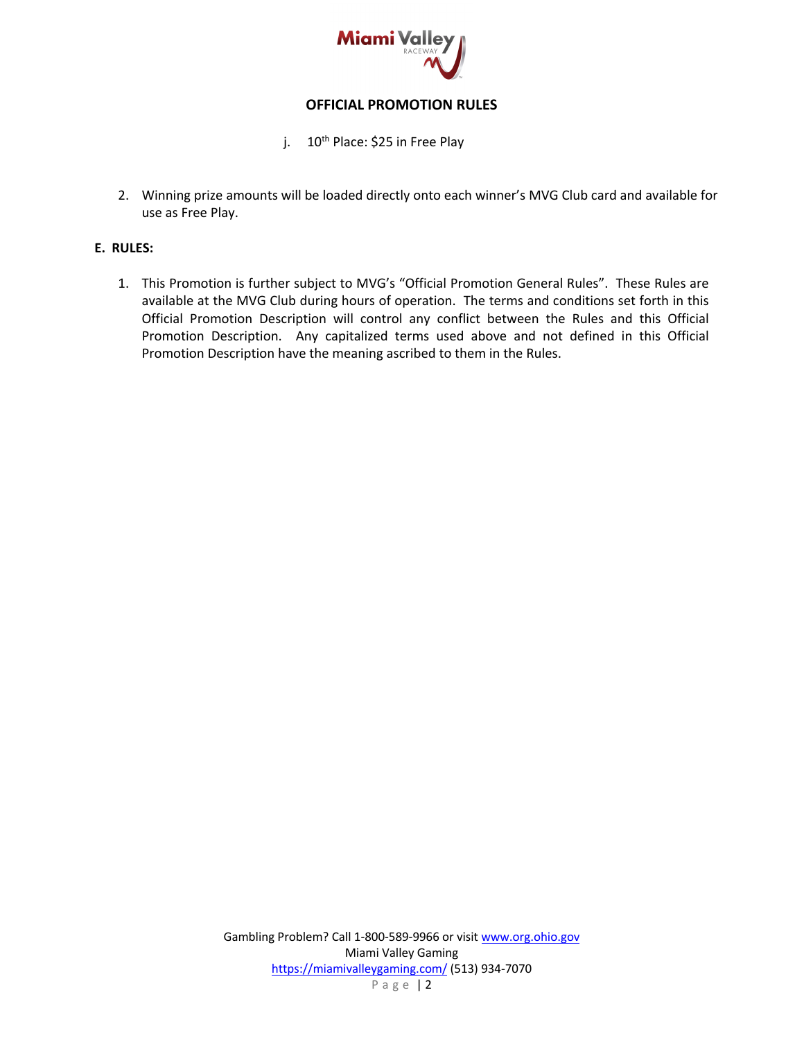## OFFICIAL PROMOTION RULES

j. 10th Place: $25 in Free Play

2. Winning prize amounts will be loaded directly onto each winner's MVG Club card and available for use as Free Play.

**E. RULES:**

1. This Promotion is further subject to MVG's "Official Promotion General Rules". These Rules are available at the MVG Club during hours of operation. The terms and conditions set forth in this Official Promotion Description will control any conflict between the Rules and this Official Promotion Description. Any capitalized terms used above and not defined in this Official Promotion Description have the meaning ascribed to them in the Rules.

Gambling Problem? Call 1-800-589-9966 or visit www.org.ohio.gov
Miami Valley Gaming
https://miamivalleygaming.com/ (513) 934-7070